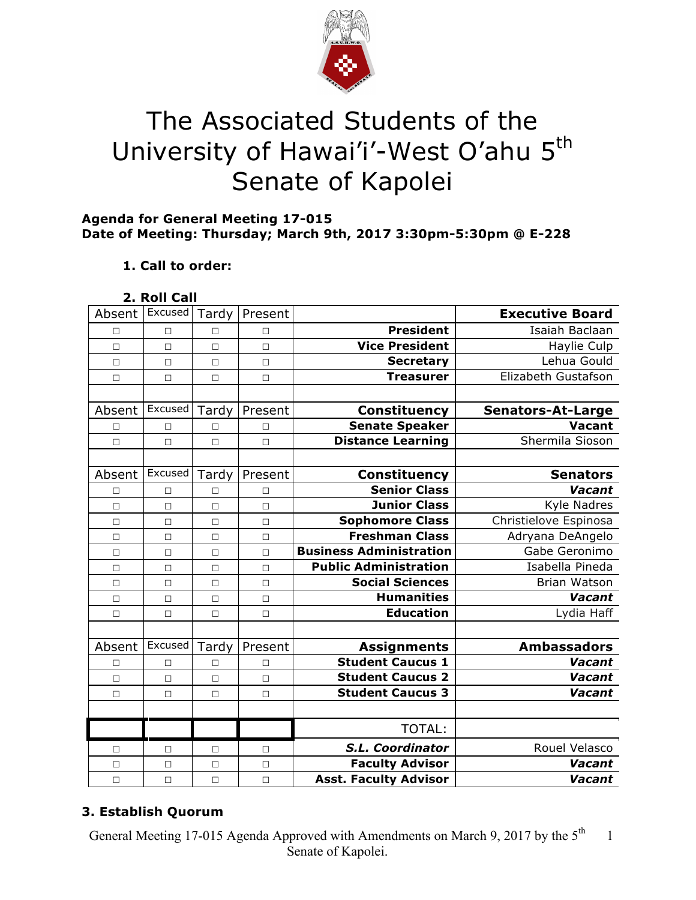# The Associated Students of the University of Hawai'i-West O'ahu 5th Senate of Kapolei

**Agenda for General Meeting 17-015**
**Date of Meeting: Thursday; March 9th, 2017 3:30pm-5:30pm @ E-228**

1. **Call to order:**

2. **Roll Call**

| Absent | Excused | Tardy | Present | | Executive Board |
|---|---|---|---|---|---|
| □ | □ | □ | □ | **President** | Isaiah Baclaan |
| □ | □ | □ | □ | **Vice President** | Haylie Culp |
| □ | □ | □ | □ | **Secretary** | Lehua Gould |
| □ | □ | □ | □ | **Treasurer** | Elizabeth Gustafson |
| | | | | | |
| Absent | Excused | Tardy | Present | **Constituency** | **Senators-At-Large** |
| □ | □ | □ | □ | **Senate Speaker** | **Vacant** |
| □ | □ | □ | □ | **Distance Learning** | Shermila Sioson |
| | | | | | |
| Absent | Excused | Tardy | Present | **Constituency** | **Senators** |
| □ | □ | □ | □ | **Senior Class** | ***Vacant*** |
| □ | □ | □ | □ | **Junior Class** | Kyle Nadres |
| □ | □ | □ | □ | **Sophomore Class** | Christielove Espinosa |
| □ | □ | □ | □ | **Freshman Class** | Adryana DeAngelo |
| □ | □ | □ | □ | **Business Administration** | Gabe Geronimo |
| □ | □ | □ | □ | **Public Administration** | Isabella Pineda |
| □ | □ | □ | □ | **Social Sciences** | Brian Watson |
| □ | □ | □ | □ | **Humanities** | ***Vacant*** |
| □ | □ | □ | □ | **Education** | Lydia Haff |
| | | | | | |
| Absent | Excused | Tardy | Present | **Assignments** | **Ambassadors** |
| □ | □ | □ | □ | **Student Caucus 1** | ***Vacant*** |
| □ | □ | □ | □ | **Student Caucus 2** | ***Vacant*** |
| □ | □ | □ | □ | **Student Caucus 3** | ***Vacant*** |
| | | | | | |
| | | | | TOTAL: | |
| □ | □ | □ | □ | ***S.L. Coordinator*** | Rouel Velasco |
| □ | □ | □ | □ | **Faculty Advisor** | ***Vacant*** |
| □ | □ | □ | □ | **Asst. Faculty Advisor** | ***Vacant*** |

3. **Establish Quorum**

General Meeting 17-015 Agenda Approved with Amendments on March 9, 2017 by the 5th Senate of Kapolei.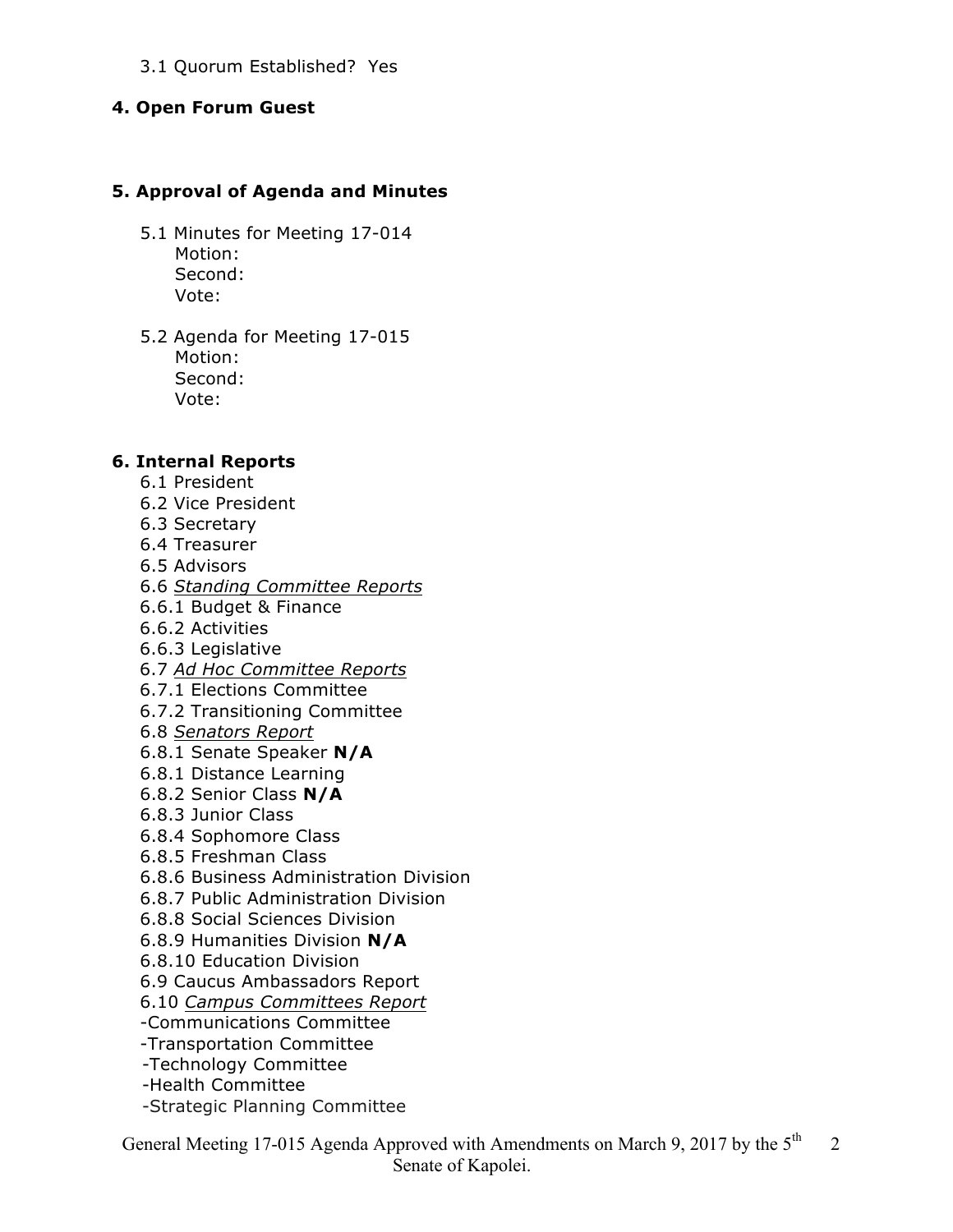3.1 Quorum Established? Yes

**4. Open Forum Guest**

**5. Approval of Agenda and Minutes**

5.1 Minutes for Meeting 17-014
Motion:
Second:
Vote:

5.2 Agenda for Meeting 17-015
Motion:
Second:
Vote:

**6. Internal Reports**

6.1 President
6.2 Vice President
6.3 Secretary
6.4 Treasurer
6.5 Advisors
6.6 *Standing Committee Reports*
6.6.1 Budget & Finance
6.6.2 Activities
6.6.3 Legislative
6.7 *Ad Hoc Committee Reports*
6.7.1 Elections Committee
6.7.2 Transitioning Committee
6.8 *Senators Report*
6.8.1 Senate Speaker **N/A**
6.8.1 Distance Learning
6.8.2 Senior Class **N/A**
6.8.3 Junior Class
6.8.4 Sophomore Class
6.8.5 Freshman Class
6.8.6 Business Administration Division
6.8.7 Public Administration Division
6.8.8 Social Sciences Division
6.8.9 Humanities Division **N/A**
6.8.10 Education Division
6.9 Caucus Ambassadors Report
6.10 *Campus Committees Report*
-Communications Committee
-Transportation Committee
-Technology Committee
-Health Committee
-Strategic Planning Committee

General Meeting 17-015 Agenda Approved with Amendments on March 9, 2017 by the 5th Senate of Kapolei.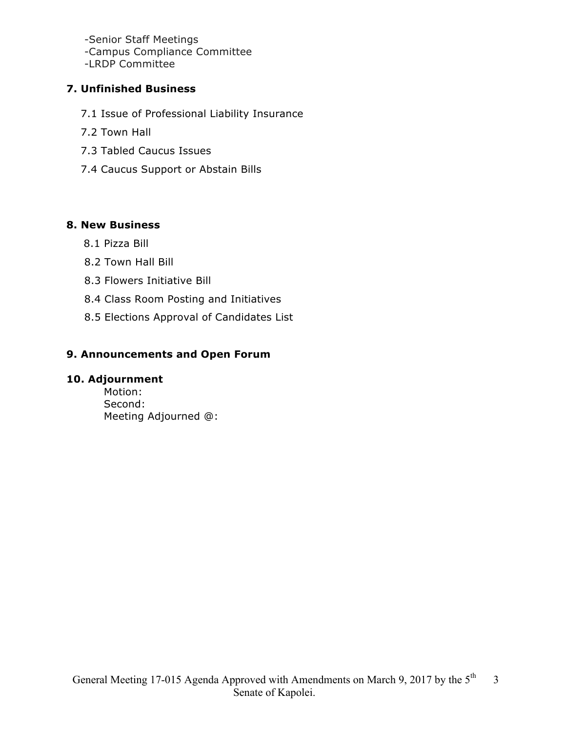-Senior Staff Meetings
-Campus Compliance Committee
-LRDP Committee

**7. Unfinished Business**

7.1 Issue of Professional Liability Insurance

7.2 Town Hall

7.3 Tabled Caucus Issues

7.4 Caucus Support or Abstain Bills

**8. New Business**

8.1 Pizza Bill

8.2 Town Hall Bill

8.3 Flowers Initiative Bill

8.4 Class Room Posting and Initiatives

8.5 Elections Approval of Candidates List

**9. Announcements and Open Forum**

**10. Adjournment**

Motion:
Second:
Meeting Adjourned @:

General Meeting 17-015 Agenda Approved with Amendments on March 9, 2017 by the 5th Senate of Kapolei.